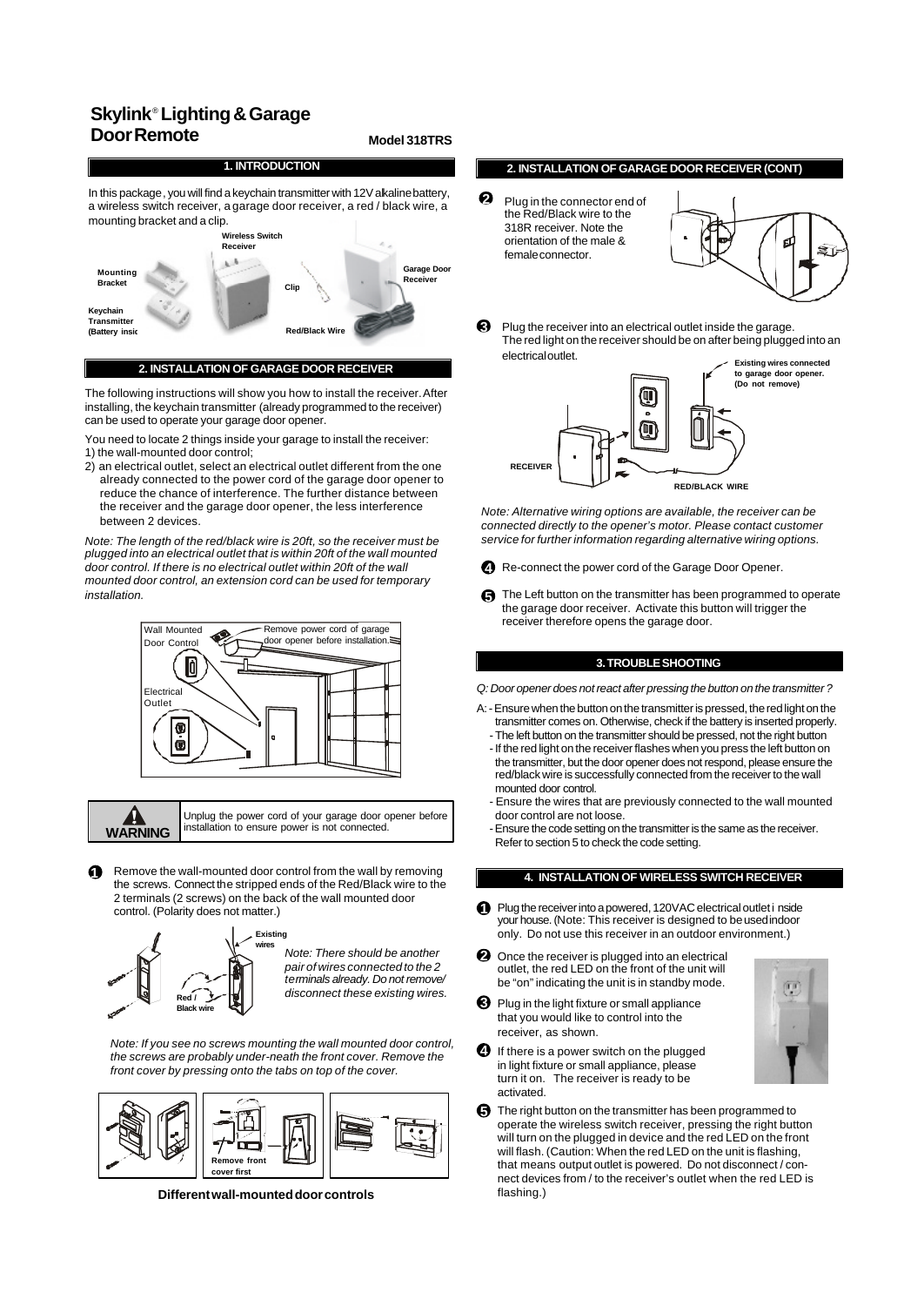# Skylink® Lighting & Garage Door Remote

**Model 318TRS**

## 1. INTRODUCTION

In this package, you will find a keychain transmitter with 12V alkaline battery, a wireless switch receiver, a garage door receiver, a red / black wire, a mounting bracket and a clip.

Wireless Switch Receiver
Mounting Bracket
Clip
Garage Door Receiver
Keychain Transmitter (Battery inside)
Red/Black Wire

## 2. INSTALLATION OF GARAGE DOOR RECEIVER

The following instructions will show you how to install the receiver. After installing, the keychain transmitter (already programmed to the receiver) can be used to operate your garage door opener.

You need to locate 2 things inside your garage to install the receiver:
1) the wall-mounted door control;
2) an electrical outlet, select an electrical outlet different from the one already connected to the power cord of the garage door opener to reduce the chance of interference. The further distance between the receiver and the garage door opener, the less interference between 2 devices.

*Note: The length of the red/black wire is 20ft, so the receiver must be plugged into an electrical outlet that is within 20ft of the wall mounted door control. If there is no electrical outlet within 20ft of the wall mounted door control, an extension cord can be used for temporary installation.*

Wall Mounted Door Control
Remove power cord of garage door opener before installation.
Electrical Outlet

**WARNING**: Unplug the power cord of your garage door opener before installation to ensure power is not connected.

1. Remove the wall-mounted door control from the wall by removing the screws. Connect the stripped ends of the Red/Black wire to the 2 terminals (2 screws) on the back of the wall mounted door control. (Polarity does not matter.)

Existing wires
Red / Black wire

*Note: There should be another pair of wires connected to the 2 terminals already. Do not remove/ disconnect these existing wires.*

*Note: If you see no screws mounting the wall mounted door control, the screws are probably under-neath the front cover. Remove the front cover by pressing onto the tabs on top of the cover.*

Remove front cover first

**Different wall-mounted door controls**

## 2. INSTALLATION OF GARAGE DOOR RECEIVER (CONT)

2. Plug in the connector end of the Red/Black wire to the 318R receiver. Note the orientation of the male & female connector.

3. Plug the receiver into an electrical outlet inside the garage. The red light on the receiver should be on after being plugged into an electrical outlet.

Existing wires connected to garage door opener. (Do not remove)
RECEIVER
RED/BLACK WIRE

*Note: Alternative wiring options are available, the receiver can be connected directly to the opener's motor. Please contact customer service for further information regarding alternative wiring options.*

4. Re-connect the power cord of the Garage Door Opener.

5. The Left button on the transmitter has been programmed to operate the garage door receiver. Activate this button will trigger the receiver therefore opens the garage door.

## 3. TROUBLE SHOOTING

*Q: Door opener does not react after pressing the button on the transmitter?*

A:
- Ensure when the button on the transmitter is pressed, the red light on the transmitter comes on. Otherwise, check if the battery is inserted properly.
- The left button on the transmitter should be pressed, not the right button
- If the red light on the receiver flashes when you press the left button on the transmitter, but the door opener does not respond, please ensure the red/black wire is successfully connected from the receiver to the wall mounted door control.
- Ensure the wires that are previously connected to the wall mounted door control are not loose.
- Ensure the code setting on the transmitter is the same as the receiver. Refer to section 5 to check the code setting.

## 4. INSTALLATION OF WIRELESS SWITCH RECEIVER

1. Plug the receiver into a powered, 120VAC electrical outlet inside your house. (Note: This receiver is designed to be used indoor only. Do not use this receiver in an outdoor environment.)
2. Once the receiver is plugged into an electrical outlet, the red LED on the front of the unit will be "on" indicating the unit is in standby mode.
3. Plug in the light fixture or small appliance that you would like to control into the receiver, as shown.
4. If there is a power switch on the plugged in light fixture or small appliance, please turn it on. The receiver is ready to be activated.
5. The right button on the transmitter has been programmed to operate the wireless switch receiver, pressing the right button will turn on the plugged in device and the red LED on the front will flash. (Caution: When the red LED on the unit is flashing, that means output outlet is powered. Do not disconnect / connect devices from / to the receiver's outlet when the red LED is flashing.)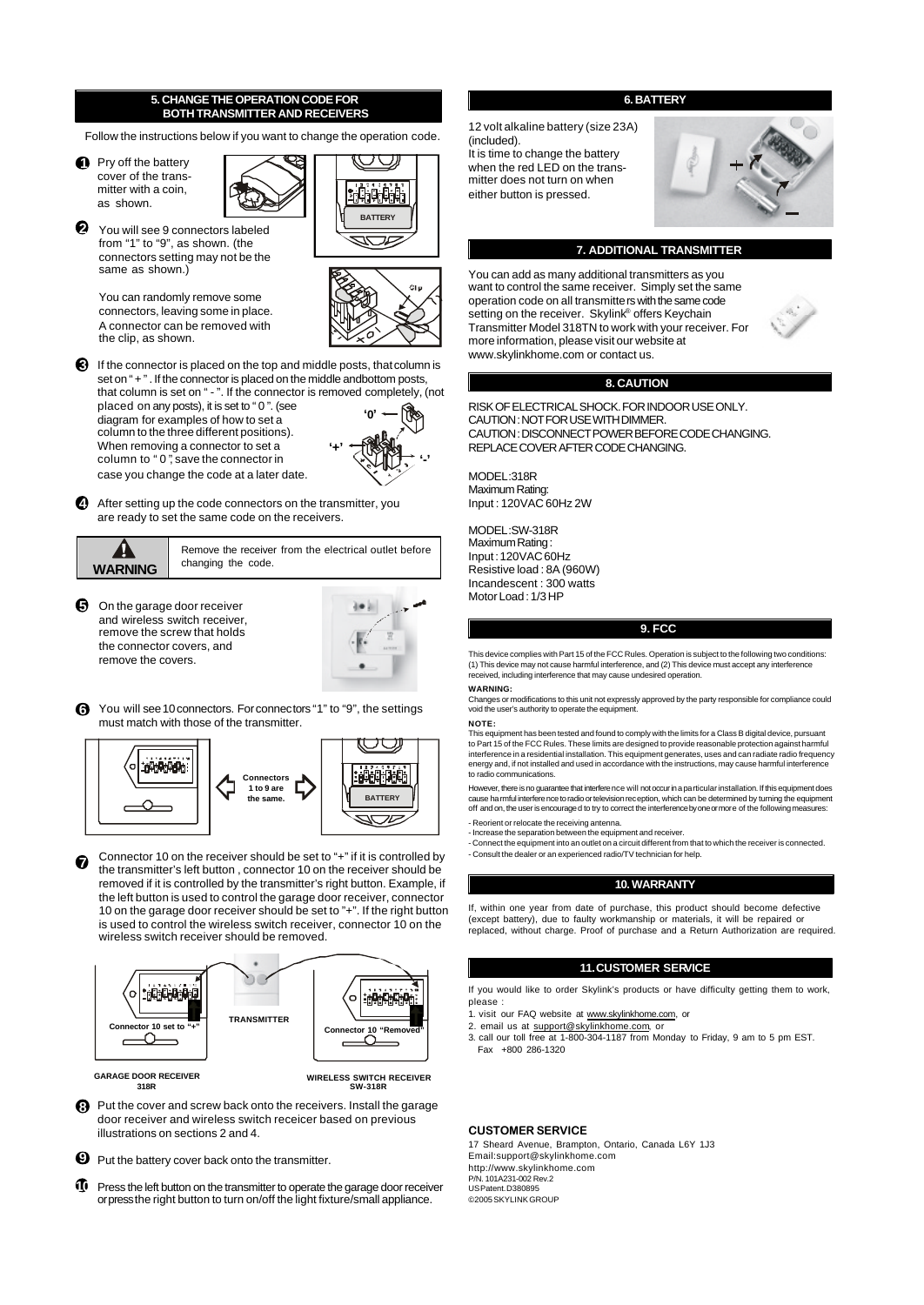## 5. CHANGE THE OPERATION CODE FOR BOTH TRANSMITTER AND RECEIVERS

Follow the instructions below if you want to change the operation code.

1. Pry off the battery cover of the transmitter with a coin, as shown.

2. You will see 9 connectors labeled from "1" to "9", as shown. (the connectors setting may not be the same as shown.)

   You can randomly remove some connectors, leaving some in place. A connector can be removed with the clip, as shown.

3. If the connector is placed on the top and middle posts, that column is set on " + ". If the connector is placed on the middle and bottom posts, that column is set on " - ". If the connector is removed completely, (not placed on any posts), it is set to " 0 ". (see diagram for examples of how to set a column to the three different positions). When removing a connector to set a column to " 0 ", save the connector in case you change the code at a later date.

4. After setting up the code connectors on the transmitter, you are ready to set the same code on the receivers.

**WARNING**: Remove the receiver from the electrical outlet before changing the code.

5. On the garage door receiver and wireless switch receiver, remove the screw that holds the connector covers, and remove the covers.

6. You will see 10 connectors. For connectors "1" to "9", the settings must match with those of the transmitter.

Connectors 1 to 9 are the same.

7. Connector 10 on the receiver should be set to "+" if it is controlled by the transmitter's left button , connector 10 on the receiver should be removed if it is controlled by the transmitter's right button. Example, if the left button is used to control the garage door receiver, connector 10 on the garage door receiver should be set to "+". If the right button is used to control the wireless switch receiver, connector 10 on the wireless switch receiver should be removed.

Connector 10 set to "+"

TRANSMITTER

Connector 10 "Removed"

GARAGE DOOR RECEIVER 318R

WIRELESS SWITCH RECEIVER SW-318R

8. Put the cover and screw back onto the receivers. Install the garage door receiver and wireless switch receicer based on previous illustrations on sections 2 and 4.

9. Put the battery cover back onto the transmitter.

10. Press the left button on the transmitter to operate the garage door receiver or press the right button to turn on/off the light fixture/small appliance.

## 6. BATTERY

12 volt alkaline battery (size 23A) (included).
It is time to change the battery when the red LED on the transmitter does not turn on when either button is pressed.

## 7. ADDITIONAL TRANSMITTER

You can add as many additional transmitters as you want to control the same receiver. Simply set the same operation code on all transmitters with the same code setting on the receiver. Skylink® offers Keychain Transmitter Model 318TN to work with your receiver. For more information, please visit our website at www.skylinkhome.com or contact us.

## 8. CAUTION

RISK OF ELECTRICAL SHOCK. FOR INDOOR USE ONLY.
CAUTION : NOT FOR USE WITH DIMMER.
CAUTION : DISCONNECT POWER BEFORE CODE CHANGING.
REPLACE COVER AFTER CODE CHANGING.

MODEL:318R
Maximum Rating:
Input : 120VAC 60Hz 2W

MODEL:SW-318R
Maximum Rating :
Input : 120VAC 60Hz
Resistive load : 8A (960W)
Incandescent : 300 watts
Motor Load : 1/3 HP

## 9. FCC

This device complies with Part 15 of the FCC Rules. Operation is subject to the following two conditions: (1) This device may not cause harmful interference, and (2) This device must accept any interference received, including interference that may cause undesired operation.

**WARNING:**
Changes or modifications to this unit not expressly approved by the party responsible for compliance could void the user's authority to operate the equipment.

**NOTE:**
This equipment has been tested and found to comply with the limits for a Class B digital device, pursuant to Part 15 of the FCC Rules. These limits are designed to provide reasonable protection against harmful interference in a residential installation. This equipment generates, uses and can radiate radio frequency energy and, if not installed and used in accordance with the instructions, may cause harmful interference to radio communications.

However, there is no guarantee that interference will not occur in a particular installation. If this equipment does cause harmful interference to radio or television reception, which can be determined by turning the equipment off and on, the user is encouraged to try to correct the interference by one or more of the following measures:

- Reorient or relocate the receiving antenna.
- Increase the separation between the equipment and receiver.
- Connect the equipment into an outlet on a circuit different from that to which the receiver is connected.
- Consult the dealer or an experienced radio/TV technician for help.

## 10. WARRANTY

If, within one year from date of purchase, this product should become defective (except battery), due to faulty workmanship or materials, it will be repaired or replaced, without charge. Proof of purchase and a Return Authorization are required.

## 11. CUSTOMER SERVICE

If you would like to order Skylink's products or have difficulty getting them to work, please :

1. visit our FAQ website at www.skylinkhome.com, or
2. email us at support@skylinkhome.com, or
3. call our toll free at 1-800-304-1187 from Monday to Friday, 9 am to 5 pm EST.
   Fax +800 286-1320

**CUSTOMER SERVICE**
17 Sheard Avenue, Brampton, Ontario, Canada L6Y 1J3
Email:support@skylinkhome.com
http://www.skylinkhome.com
P/N. 101A231-002 Rev.2
US Patent. D380895
©2005 SKYLINK GROUP